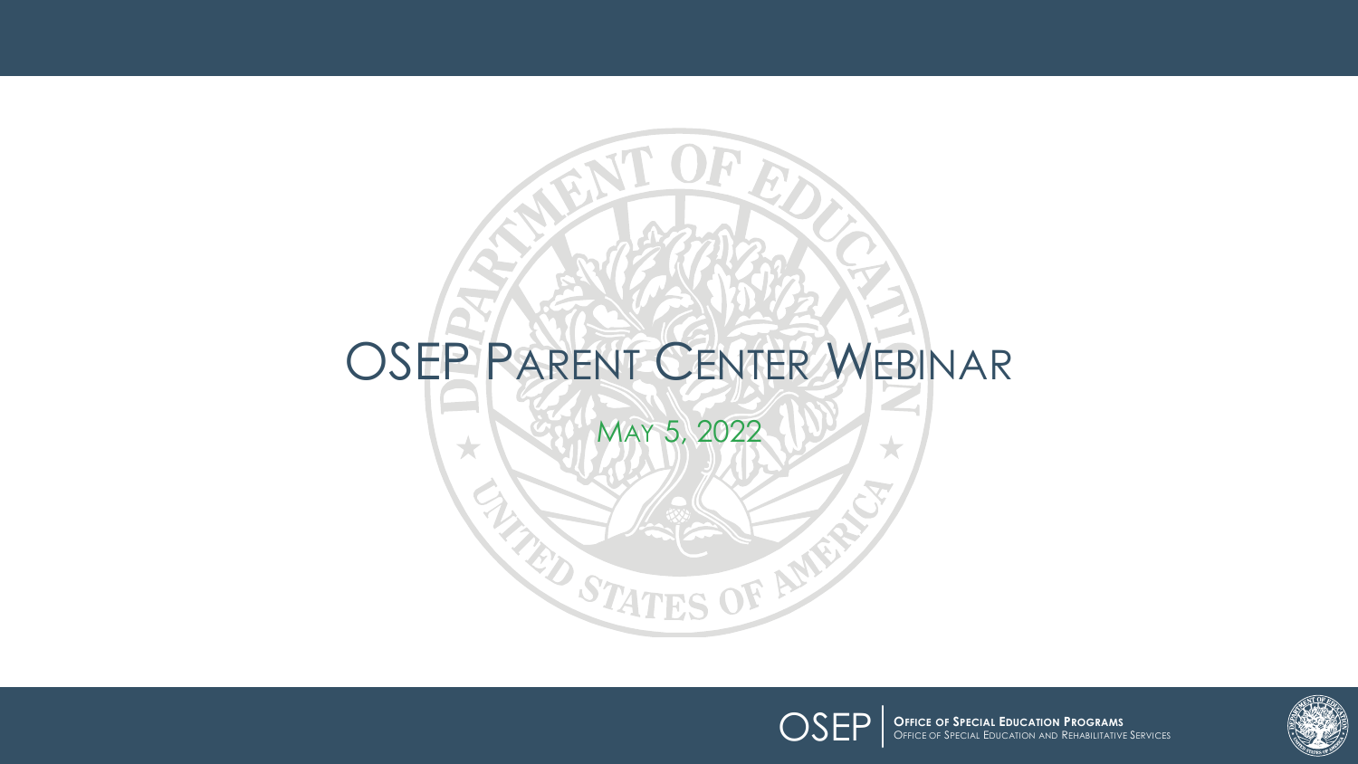# OSEP Parent Center Webinar

May 5, 2022

OSEP | **Office of Special Education Programs**
Office of Special Education and Rehabilitative Services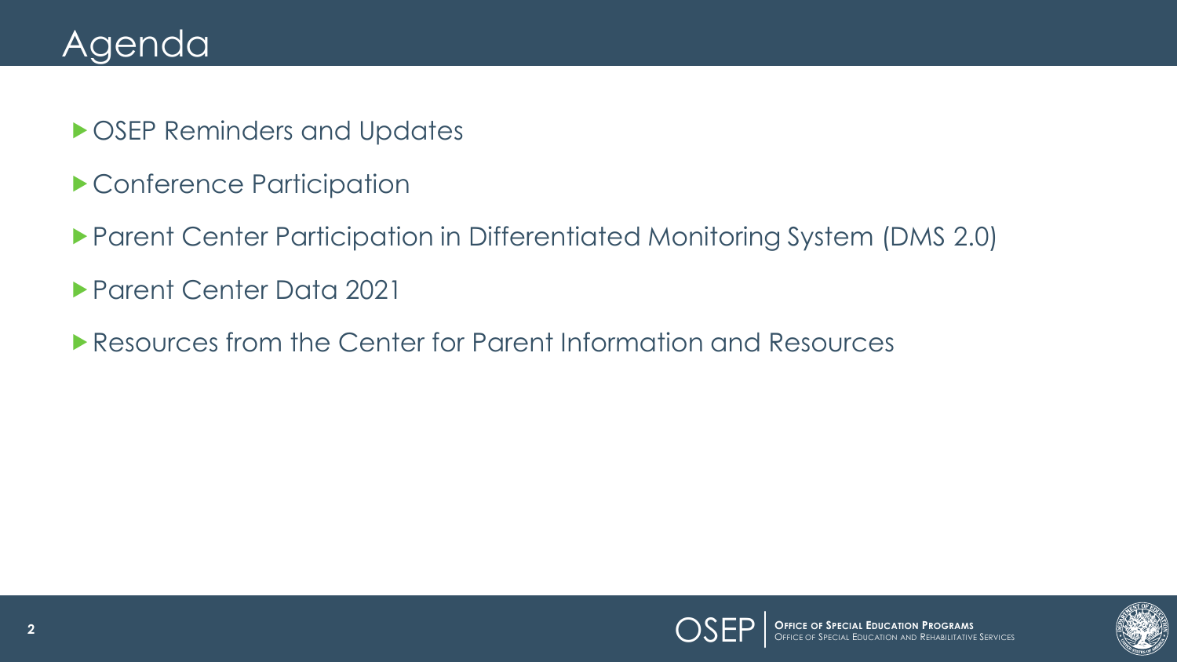# Agenda

- OSEP Reminders and Updates
- Conference Participation
- Parent Center Participation in Differentiated Monitoring System (DMS 2.0)
- Parent Center Data 2021
- Resources from the Center for Parent Information and Resources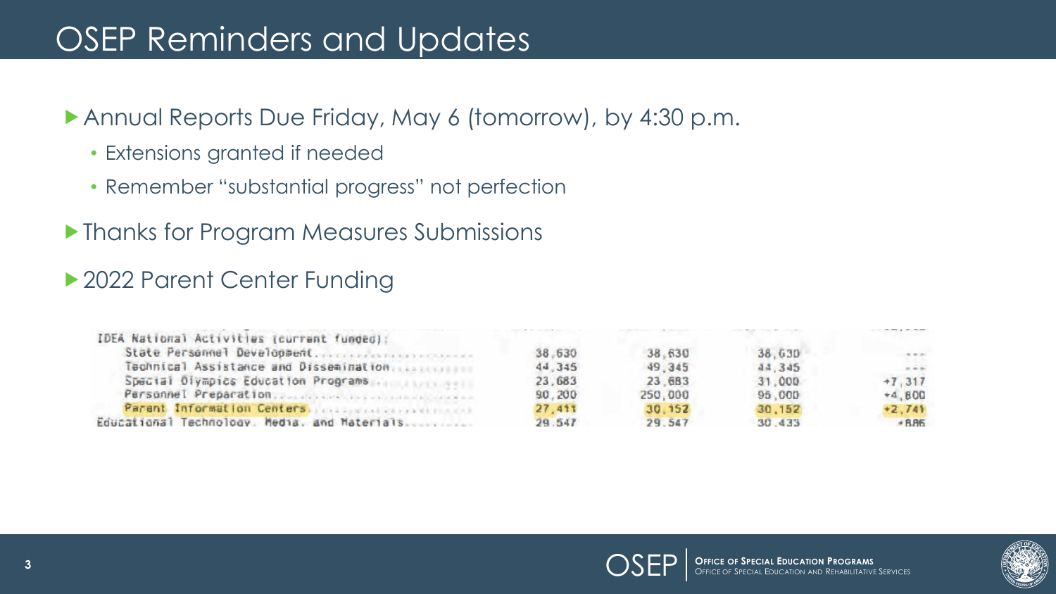# OSEP Reminders and Updates

- Annual Reports Due Friday, May 6 (tomorrow), by 4:30 p.m.
  - Extensions granted if needed
  - Remember "substantial progress" not perfection
- Thanks for Program Measures Submissions
- 2022 Parent Center Funding

| IDEA National Activities (current funded): | | | | |
|---|---|---|---|---|
| State Personnel Development | 38,630 | 38,630 | 38,630 | --- |
| Technical Assistance and Dissemination | 44,345 | 49,345 | 44,345 | --- |
| Special Olympics Education Programs | 23,683 | 23,683 | 31,000 | +7,317 |
| Personnel Preparation | 90,200 | 250,000 | 95,000 | +4,800 |
| Parent Information Centers | 27,411 | 30,152 | 30,152 | +2,741 |
| Educational Technology, Media, and Materials | 29,547 | 29,547 | 30,433 | +886 |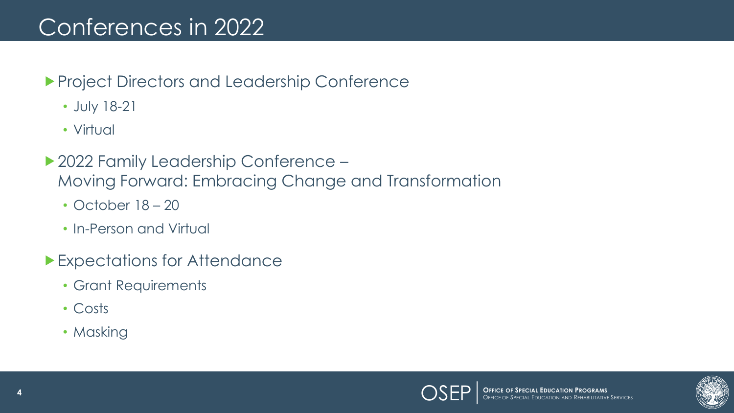# Conferences in 2022

- Project Directors and Leadership Conference
  - July 18-21
  - Virtual
- 2022 Family Leadership Conference – Moving Forward: Embracing Change and Transformation
  - October 18 – 20
  - In-Person and Virtual
- Expectations for Attendance
  - Grant Requirements
  - Costs
  - Masking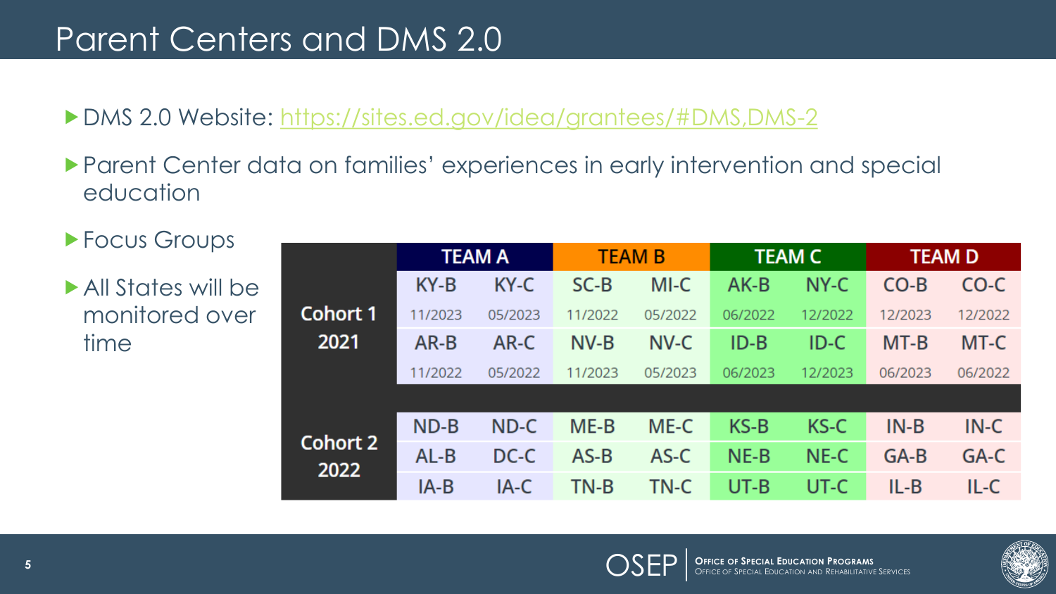# Parent Centers and DMS 2.0

- DMS 2.0 Website: https://sites.ed.gov/idea/grantees/#DMS,DMS-2
- Parent Center data on families' experiences in early intervention and special education
- Focus Groups
- All States will be monitored over time

| | TEAM A | | TEAM B | | TEAM C | | TEAM D | |
|---|---|---|---|---|---|---|---|---|
| Cohort 1 2021 | KY-B | KY-C | SC-B | MI-C | AK-B | NY-C | CO-B | CO-C |
| | 11/2023 | 05/2023 | 11/2022 | 05/2022 | 06/2022 | 12/2022 | 12/2023 | 12/2022 |
| | AR-B | AR-C | NV-B | NV-C | ID-B | ID-C | MT-B | MT-C |
| | 11/2022 | 05/2022 | 11/2023 | 05/2023 | 06/2023 | 12/2023 | 06/2023 | 06/2022 |
| Cohort 2 2022 | ND-B | ND-C | ME-B | ME-C | KS-B | KS-C | IN-B | IN-C |
| | AL-B | DC-C | AS-B | AS-C | NE-B | NE-C | GA-B | GA-C |
| | IA-B | IA-C | TN-B | TN-C | UT-B | UT-C | IL-B | IL-C |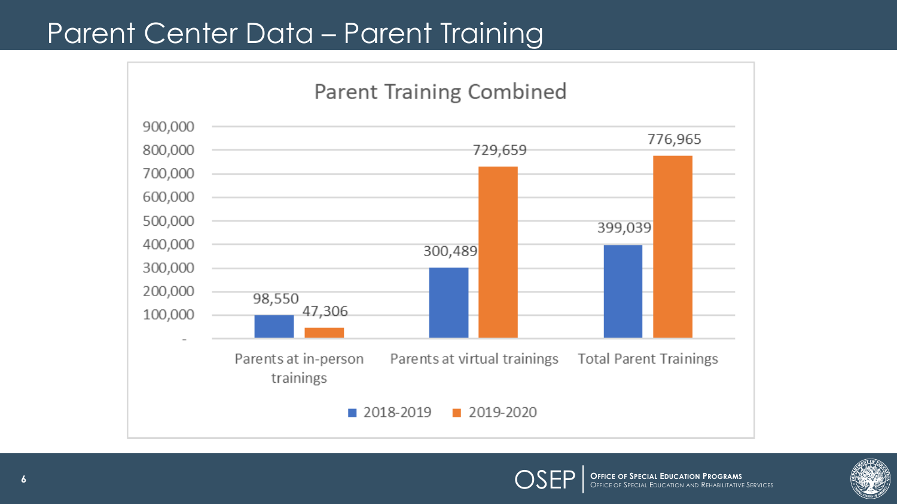# Parent Center Data – Parent Training

## Parent Training Combined

| | 2018-2019 | 2019-2020 |
|---|---|---|
| Parents at in-person trainings | 98,550 | 47,306 |
| Parents at virtual trainings | 300,489 | 729,659 |
| Total Parent Trainings | 399,039 | 776,965 |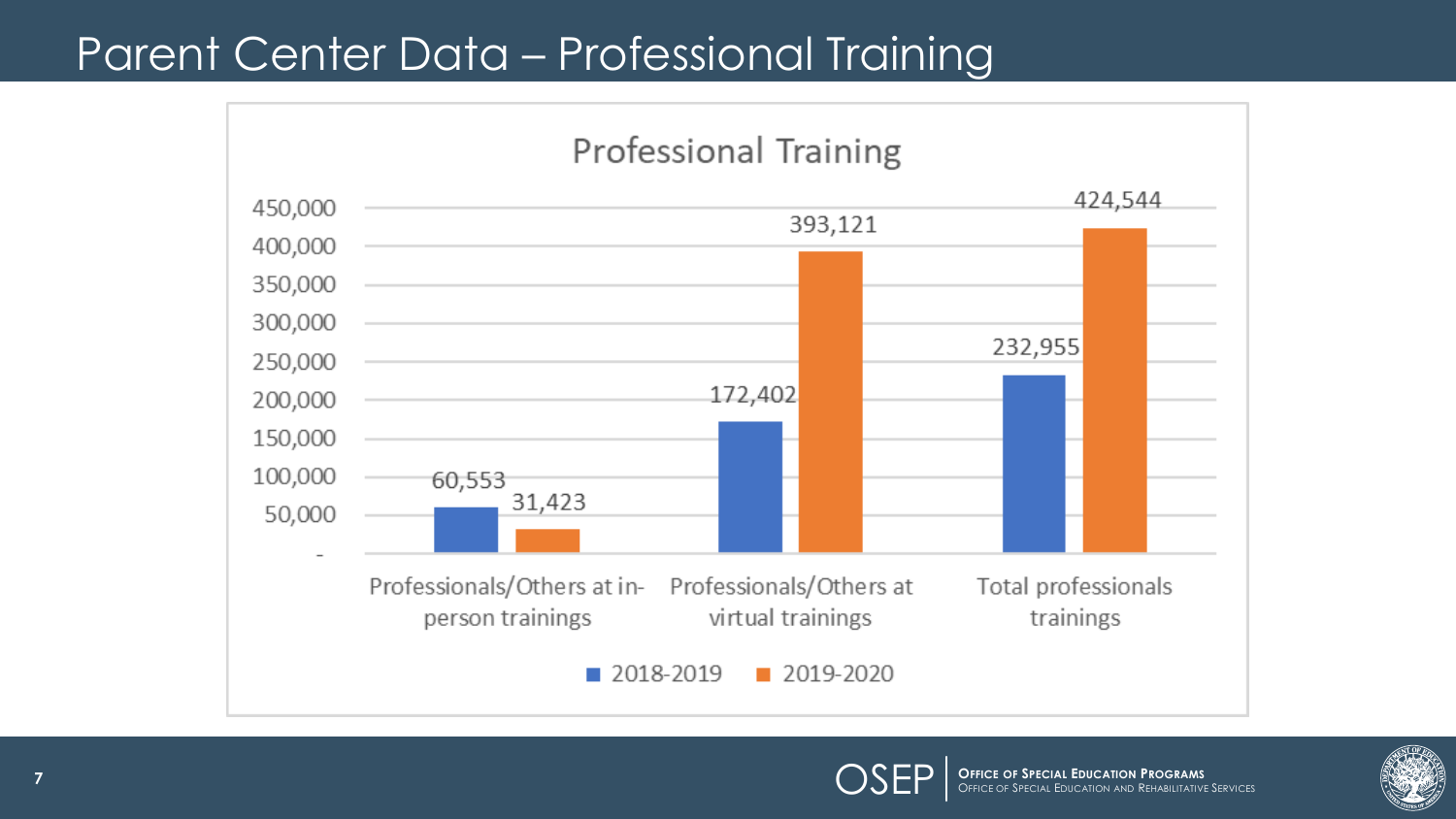# Parent Center Data – Professional Training

## Professional Training

| | 2018-2019 | 2019-2020 |
|---|---|---|
| Professionals/Others at in-person trainings | 60,553 | 31,423 |
| Professionals/Others at virtual trainings | 172,402 | 393,121 |
| Total professionals trainings | 232,955 | 424,544 |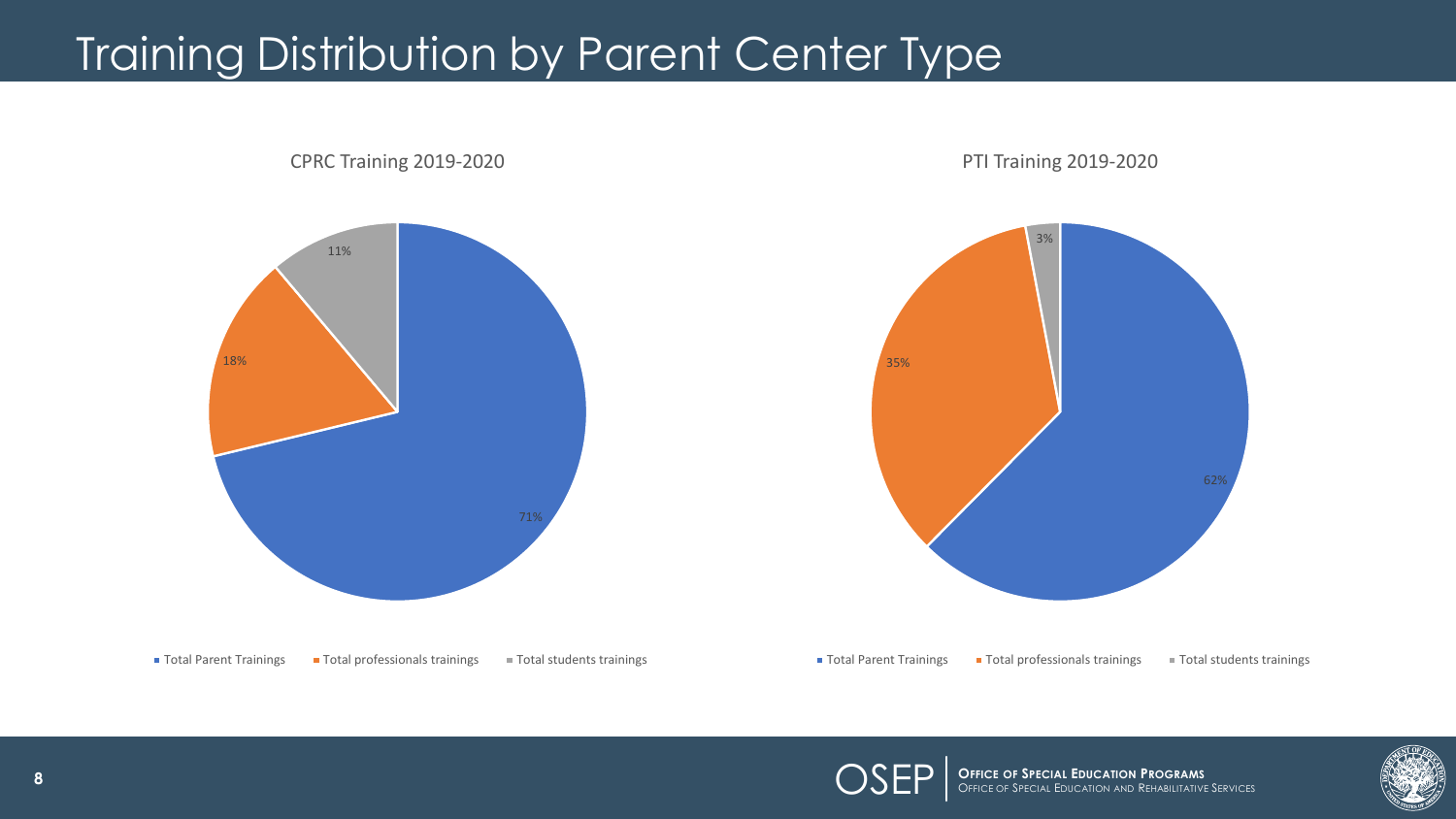# Training Distribution by Parent Center Type

### CPRC Training 2019-2020

| Category | Percentage |
|---|---|
| Total Parent Trainings | 71% |
| Total professionals trainings | 18% |
| Total students trainings | 11% |

### PTI Training 2019-2020

| Category | Percentage |
|---|---|
| Total Parent Trainings | 62% |
| Total professionals trainings | 35% |
| Total students trainings | 3% |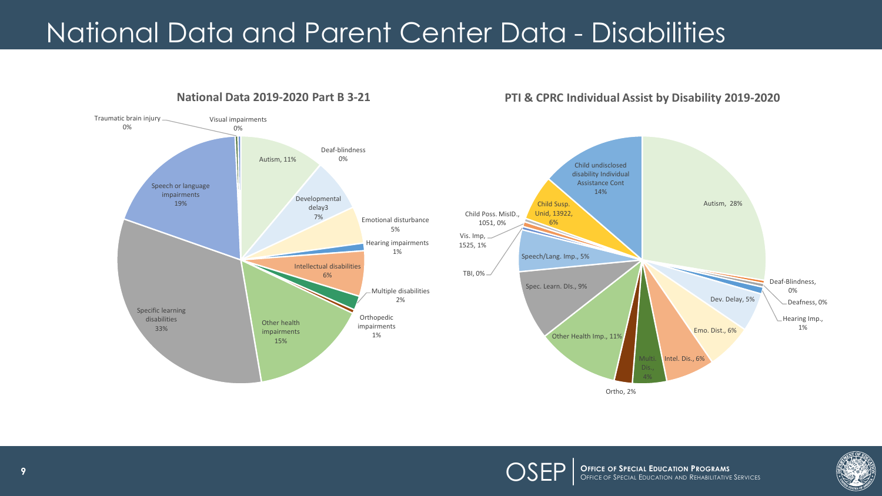# National Data and Parent Center Data - Disabilities

## National Data 2019-2020 Part B 3-21

| Disability | Percent |
|---|---|
| Autism | 11% |
| Deaf-blindness | 0% |
| Developmental delay3 | 7% |
| Emotional disturbance | 5% |
| Hearing impairments | 1% |
| Intellectual disabilities | 6% |
| Multiple disabilities | 2% |
| Orthopedic impairments | 1% |
| Other health impairments | 15% |
| Specific learning disabilities | 33% |
| Speech or language impairments | 19% |
| Traumatic brain injury | 0% |
| Visual impairments | 0% |

## PTI & CPRC Individual Assist by Disability 2019-2020

| Disability | Value |
|---|---|
| Autism | 28% |
| Deaf-Blindness | 0% |
| Deafness | 0% |
| Hearing Imp. | 1% |
| Dev. Delay | 5% |
| Emo. Dist. | 6% |
| Intel. Dis. | 6% |
| Multi. Dis. | 4% |
| Ortho | 2% |
| Other Health Imp. | 11% |
| Spec. Learn. Dis. | 9% |
| Speech/Lang. Imp. | 5% |
| TBI | 0% |
| Vis. Imp. | 1525, 1% |
| Child Poss. MisID. | 1051, 0% |
| Child Susp. Unid. | 13922, 6% |
| Child undisclosed disability Individual Assistance Cont | 14% |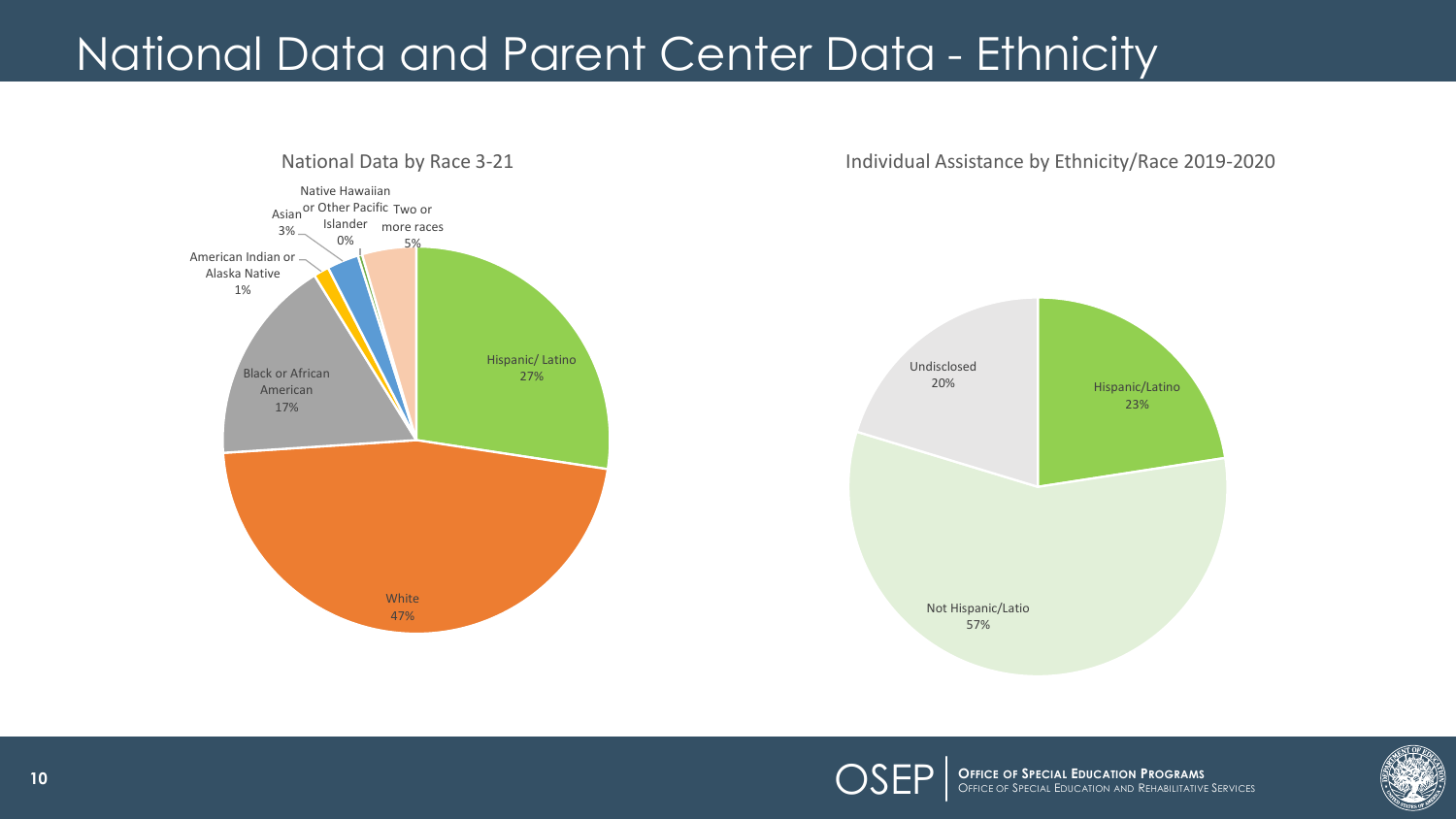# National Data and Parent Center Data - Ethnicity

## National Data by Race 3-21

| Race | Percent |
| --- | --- |
| Hispanic/ Latino | 27% |
| White | 47% |
| Black or African American | 17% |
| American Indian or Alaska Native | 1% |
| Asian | 3% |
| Native Hawaiian or Other Pacific Islander | 0% |
| Two or more races | 5% |

## Individual Assistance by Ethnicity/Race 2019-2020

| Ethnicity | Percent |
| --- | --- |
| Hispanic/Latino | 23% |
| Not Hispanic/Latio | 57% |
| Undisclosed | 20% |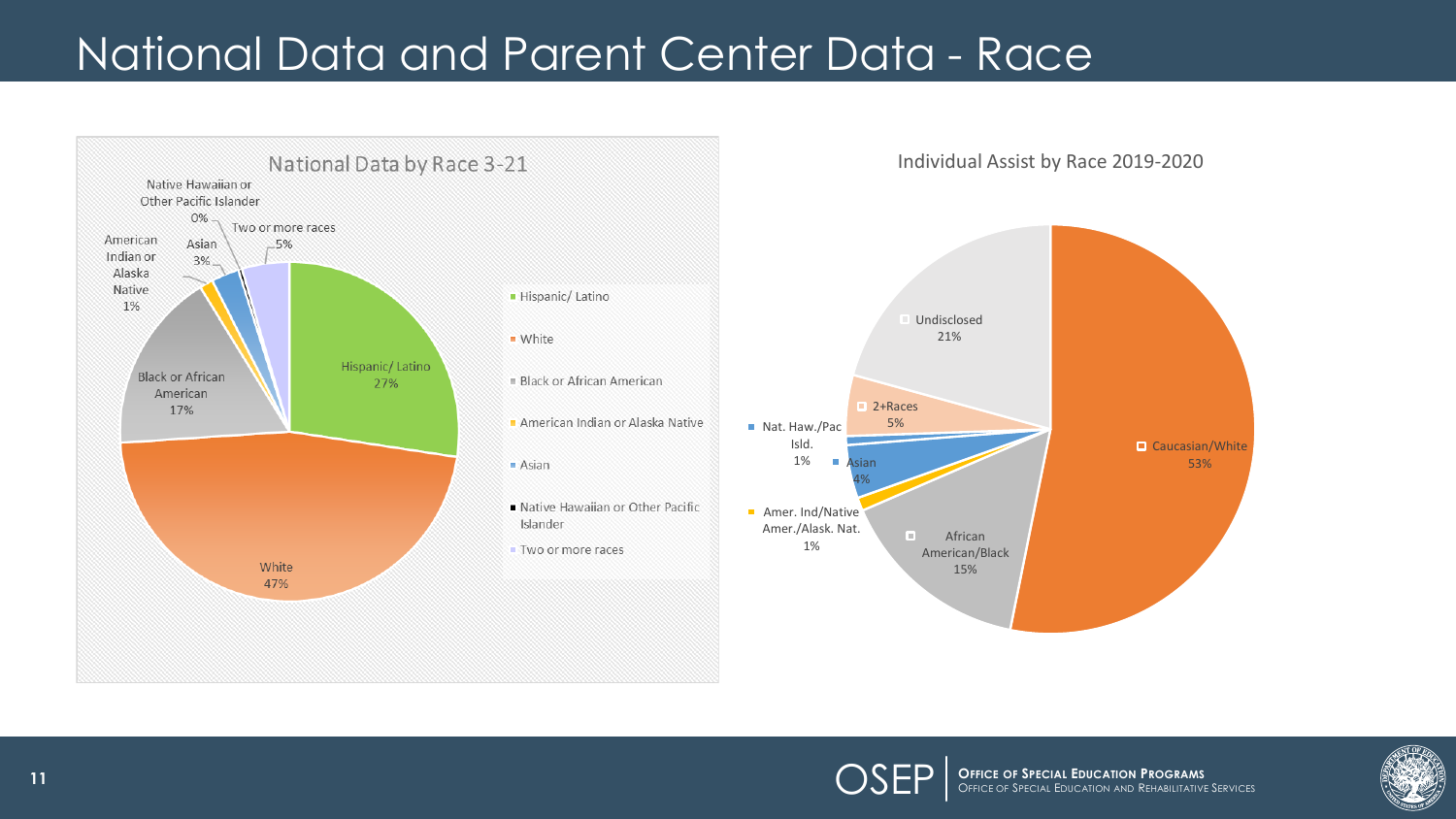# National Data and Parent Center Data - Race

## National Data by Race 3-21

| Race | Percent |
|---|---|
| Hispanic/ Latino | 27% |
| White | 47% |
| Black or African American | 17% |
| American Indian or Alaska Native | 1% |
| Asian | 3% |
| Native Hawaiian or Other Pacific Islander | 0% |
| Two or more races | 5% |

## Individual Assist by Race 2019-2020

| Race | Percent |
|---|---|
| Caucasian/White | 53% |
| African American/Black | 15% |
| Amer. Ind/Native Amer./Alask. Nat. | 1% |
| Asian | 4% |
| Nat. Haw./Pac Isld. | 1% |
| 2+Races | 5% |
| Undisclosed | 21% |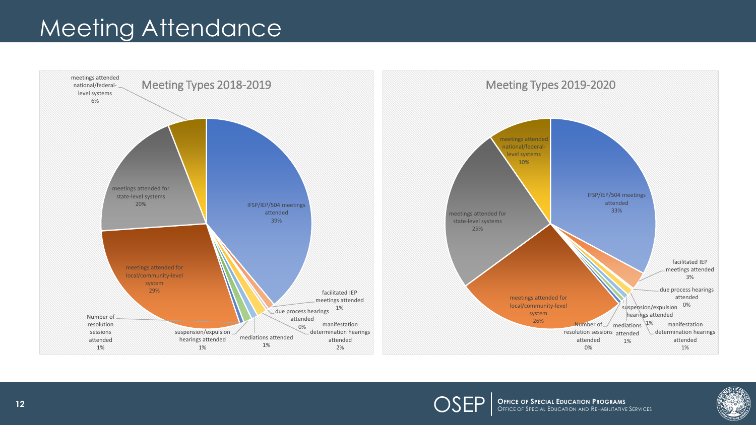# Meeting Attendance

## Meeting Types 2018-2019

| Meeting Type | Percentage |
| --- | --- |
| IFSP/IEP/504 meetings attended | 39% |
| facilitated IEP meetings attended | 1% |
| due process hearings attended | 0% |
| manifestation determination hearings attended | 2% |
| mediations attended | 1% |
| suspension/expulsion hearings attended | 1% |
| Number of resolution sessions attended | 1% |
| meetings attended for local/community-level system | 29% |
| meetings attended for state-level systems | 20% |
| meetings attended national/federal-level systems | 6% |

## Meeting Types 2019-2020

| Meeting Type | Percentage |
| --- | --- |
| IFSP/IEP/504 meetings attended | 33% |
| facilitated IEP meetings attended | 3% |
| due process hearings attended | 0% |
| manifestation determination hearings attended | 1% |
| suspension/expulsion hearings attended | 1% |
| mediations attended | 1% |
| Number of resolution sessions attended | 0% |
| meetings attended for local/community-level system | 26% |
| meetings attended for state-level systems | 25% |
| meetings attended national/federal-level systems | 10% |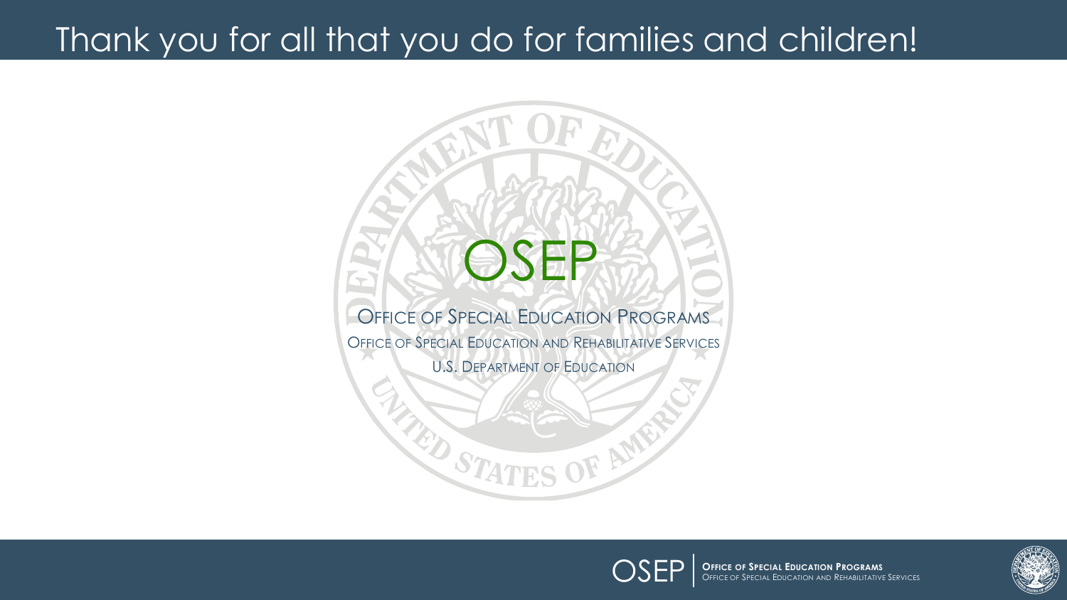# Thank you for all that you do for families and children!

OSEP

OFFICE OF SPECIAL EDUCATION PROGRAMS

OFFICE OF SPECIAL EDUCATION AND REHABILITATIVE SERVICES

U.S. DEPARTMENT OF EDUCATION